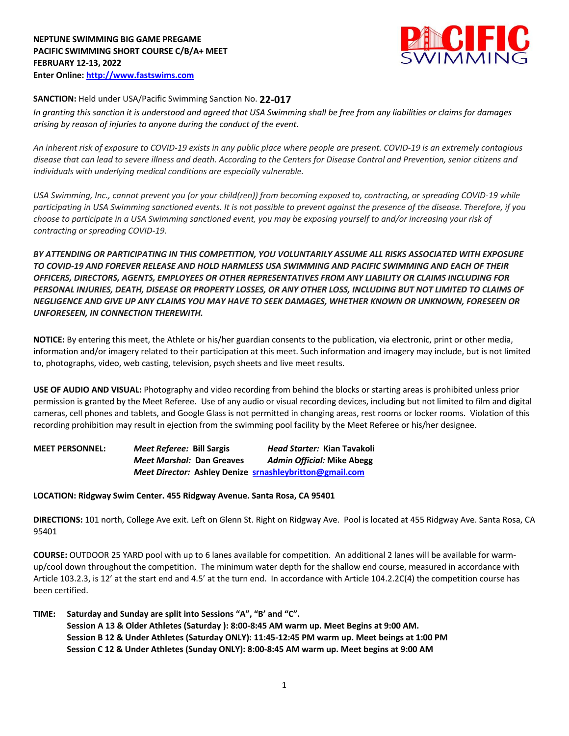**NEPTUNE SWIMMING BIG GAME PREGAME**
**PACIFIC SWIMMING SHORT COURSE C/B/A+ MEET**
**FEBRUARY 12-13, 2022**
**Enter Online: http://www.fastswims.com**

**SANCTION:** Held under USA/Pacific Swimming Sanction No. **22-017**

*In granting this sanction it is understood and agreed that USA Swimming shall be free from any liabilities or claims for damages arising by reason of injuries to anyone during the conduct of the event.*

*An inherent risk of exposure to COVID-19 exists in any public place where people are present. COVID-19 is an extremely contagious disease that can lead to severe illness and death. According to the Centers for Disease Control and Prevention, senior citizens and individuals with underlying medical conditions are especially vulnerable.*

*USA Swimming, Inc., cannot prevent you (or your child(ren)) from becoming exposed to, contracting, or spreading COVID-19 while participating in USA Swimming sanctioned events. It is not possible to prevent against the presence of the disease. Therefore, if you choose to participate in a USA Swimming sanctioned event, you may be exposing yourself to and/or increasing your risk of contracting or spreading COVID-19.*

***BY ATTENDING OR PARTICIPATING IN THIS COMPETITION, YOU VOLUNTARILY ASSUME ALL RISKS ASSOCIATED WITH EXPOSURE TO COVID-19 AND FOREVER RELEASE AND HOLD HARMLESS USA SWIMMING AND PACIFIC SWIMMING AND EACH OF THEIR OFFICERS, DIRECTORS, AGENTS, EMPLOYEES OR OTHER REPRESENTATIVES FROM ANY LIABILITY OR CLAIMS INCLUDING FOR PERSONAL INJURIES, DEATH, DISEASE OR PROPERTY LOSSES, OR ANY OTHER LOSS, INCLUDING BUT NOT LIMITED TO CLAIMS OF NEGLIGENCE AND GIVE UP ANY CLAIMS YOU MAY HAVE TO SEEK DAMAGES, WHETHER KNOWN OR UNKNOWN, FORESEEN OR UNFORESEEN, IN CONNECTION THEREWITH.***

**NOTICE:** By entering this meet, the Athlete or his/her guardian consents to the publication, via electronic, print or other media, information and/or imagery related to their participation at this meet. Such information and imagery may include, but is not limited to, photographs, video, web casting, television, psych sheets and live meet results.

**USE OF AUDIO AND VISUAL:** Photography and video recording from behind the blocks or starting areas is prohibited unless prior permission is granted by the Meet Referee. Use of any audio or visual recording devices, including but not limited to film and digital cameras, cell phones and tablets, and Google Glass is not permitted in changing areas, rest rooms or locker rooms. Violation of this recording prohibition may result in ejection from the swimming pool facility by the Meet Referee or his/her designee.

**MEET PERSONNEL:**
*Meet Referee:* **Bill Sargis** *Head Starter:* **Kian Tavakoli**
*Meet Marshal:* **Dan Greaves** *Admin Official:* **Mike Abegg**
*Meet Director:* **Ashley Denize** srnashleybritton@gmail.com

**LOCATION: Ridgway Swim Center. 455 Ridgway Avenue. Santa Rosa, CA 95401**

**DIRECTIONS:** 101 north, College Ave exit. Left on Glenn St. Right on Ridgway Ave. Pool is located at 455 Ridgway Ave. Santa Rosa, CA 95401

**COURSE:** OUTDOOR 25 YARD pool with up to 6 lanes available for competition. An additional 2 lanes will be available for warm-up/cool down throughout the competition. The minimum water depth for the shallow end course, measured in accordance with Article 103.2.3, is 12' at the start end and 4.5' at the turn end. In accordance with Article 104.2.2C(4) the competition course has been certified.

**TIME: Saturday and Sunday are split into Sessions "A", "B' and "C".**
**Session A 13 & Older Athletes (Saturday ): 8:00-8:45 AM warm up. Meet Begins at 9:00 AM.**
**Session B 12 & Under Athletes (Saturday ONLY): 11:45-12:45 PM warm up. Meet beings at 1:00 PM**
**Session C 12 & Under Athletes (Sunday ONLY): 8:00-8:45 AM warm up. Meet begins at 9:00 AM**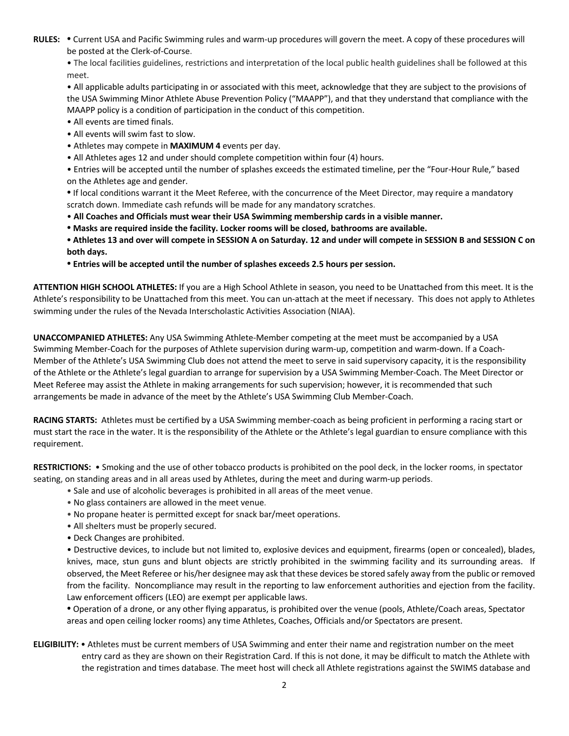**RULES:** • Current USA and Pacific Swimming rules and warm-up procedures will govern the meet. A copy of these procedures will be posted at the Clerk-of-Course.

• The local facilities guidelines, restrictions and interpretation of the local public health guidelines shall be followed at this meet.

• All applicable adults participating in or associated with this meet, acknowledge that they are subject to the provisions of the USA Swimming Minor Athlete Abuse Prevention Policy ("MAAPP"), and that they understand that compliance with the MAAPP policy is a condition of participation in the conduct of this competition.

• All events are timed finals.

• All events will swim fast to slow.

• Athletes may compete in **MAXIMUM 4** events per day.

• All Athletes ages 12 and under should complete competition within four (4) hours.

• Entries will be accepted until the number of splashes exceeds the estimated timeline, per the "Four-Hour Rule," based on the Athletes age and gender.

• If local conditions warrant it the Meet Referee, with the concurrence of the Meet Director, may require a mandatory scratch down. Immediate cash refunds will be made for any mandatory scratches.

• **All Coaches and Officials must wear their USA Swimming membership cards in a visible manner.**

• **Masks are required inside the facility. Locker rooms will be closed, bathrooms are available.**

• **Athletes 13 and over will compete in SESSION A on Saturday. 12 and under will compete in SESSION B and SESSION C on both days.**

• **Entries will be accepted until the number of splashes exceeds 2.5 hours per session.**

**ATTENTION HIGH SCHOOL ATHLETES:** If you are a High School Athlete in season, you need to be Unattached from this meet. It is the Athlete's responsibility to be Unattached from this meet. You can un-attach at the meet if necessary. This does not apply to Athletes swimming under the rules of the Nevada Interscholastic Activities Association (NIAA).

**UNACCOMPANIED ATHLETES:** Any USA Swimming Athlete-Member competing at the meet must be accompanied by a USA Swimming Member-Coach for the purposes of Athlete supervision during warm-up, competition and warm-down. If a Coach-Member of the Athlete's USA Swimming Club does not attend the meet to serve in said supervisory capacity, it is the responsibility of the Athlete or the Athlete's legal guardian to arrange for supervision by a USA Swimming Member-Coach. The Meet Director or Meet Referee may assist the Athlete in making arrangements for such supervision; however, it is recommended that such arrangements be made in advance of the meet by the Athlete's USA Swimming Club Member-Coach.

**RACING STARTS:** Athletes must be certified by a USA Swimming member-coach as being proficient in performing a racing start or must start the race in the water. It is the responsibility of the Athlete or the Athlete's legal guardian to ensure compliance with this requirement.

**RESTRICTIONS:** • Smoking and the use of other tobacco products is prohibited on the pool deck, in the locker rooms, in spectator seating, on standing areas and in all areas used by Athletes, during the meet and during warm-up periods.

• Sale and use of alcoholic beverages is prohibited in all areas of the meet venue.

• No glass containers are allowed in the meet venue.

• No propane heater is permitted except for snack bar/meet operations.

• All shelters must be properly secured.

• Deck Changes are prohibited.

• Destructive devices, to include but not limited to, explosive devices and equipment, firearms (open or concealed), blades, knives, mace, stun guns and blunt objects are strictly prohibited in the swimming facility and its surrounding areas. If observed, the Meet Referee or his/her designee may ask that these devices be stored safely away from the public or removed from the facility. Noncompliance may result in the reporting to law enforcement authorities and ejection from the facility. Law enforcement officers (LEO) are exempt per applicable laws.

• Operation of a drone, or any other flying apparatus, is prohibited over the venue (pools, Athlete/Coach areas, Spectator areas and open ceiling locker rooms) any time Athletes, Coaches, Officials and/or Spectators are present.

**ELIGIBILITY:** • Athletes must be current members of USA Swimming and enter their name and registration number on the meet entry card as they are shown on their Registration Card. If this is not done, it may be difficult to match the Athlete with the registration and times database. The meet host will check all Athlete registrations against the SWIMS database and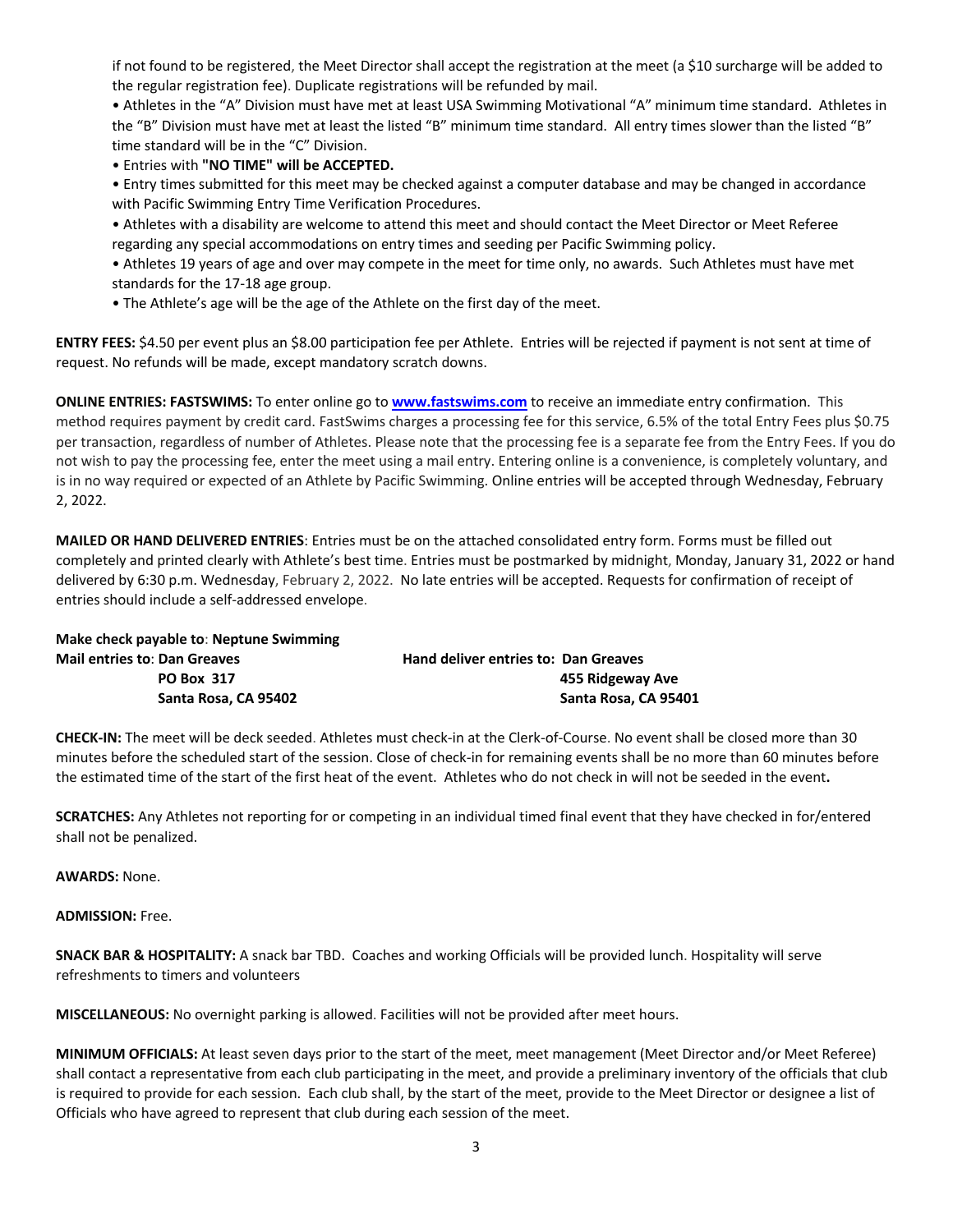if not found to be registered, the Meet Director shall accept the registration at the meet (a $10 surcharge will be added to the regular registration fee). Duplicate registrations will be refunded by mail.

• Athletes in the "A" Division must have met at least USA Swimming Motivational "A" minimum time standard. Athletes in the "B" Division must have met at least the listed "B" minimum time standard. All entry times slower than the listed "B" time standard will be in the "C" Division.

• Entries with **"NO TIME" will be ACCEPTED.**

• Entry times submitted for this meet may be checked against a computer database and may be changed in accordance with Pacific Swimming Entry Time Verification Procedures.

• Athletes with a disability are welcome to attend this meet and should contact the Meet Director or Meet Referee regarding any special accommodations on entry times and seeding per Pacific Swimming policy.

• Athletes 19 years of age and over may compete in the meet for time only, no awards. Such Athletes must have met standards for the 17-18 age group.

• The Athlete's age will be the age of the Athlete on the first day of the meet.

**ENTRY FEES:** $4.50 per event plus an $8.00 participation fee per Athlete. Entries will be rejected if payment is not sent at time of request. No refunds will be made, except mandatory scratch downs.

**ONLINE ENTRIES: FASTSWIMS:** To enter online go to **www.fastswims.com** to receive an immediate entry confirmation. This method requires payment by credit card. FastSwims charges a processing fee for this service, 6.5% of the total Entry Fees plus $0.75 per transaction, regardless of number of Athletes. Please note that the processing fee is a separate fee from the Entry Fees. If you do not wish to pay the processing fee, enter the meet using a mail entry. Entering online is a convenience, is completely voluntary, and is in no way required or expected of an Athlete by Pacific Swimming. Online entries will be accepted through Wednesday, February 2, 2022.

**MAILED OR HAND DELIVERED ENTRIES**: Entries must be on the attached consolidated entry form. Forms must be filled out completely and printed clearly with Athlete's best time. Entries must be postmarked by midnight, Monday, January 31, 2022 or hand delivered by 6:30 p.m. Wednesday, February 2, 2022. No late entries will be accepted. Requests for confirmation of receipt of entries should include a self-addressed envelope.

**Make check payable to**: **Neptune Swimming**

**Mail entries to**: **Dan Greaves**
**PO Box 317**
**Santa Rosa, CA 95402**

**Hand deliver entries to: Dan Greaves**
**455 Ridgeway Ave**
**Santa Rosa, CA 95401**

**CHECK-IN:** The meet will be deck seeded. Athletes must check-in at the Clerk-of-Course. No event shall be closed more than 30 minutes before the scheduled start of the session. Close of check-in for remaining events shall be no more than 60 minutes before the estimated time of the start of the first heat of the event. Athletes who do not check in will not be seeded in the event**.**

**SCRATCHES:** Any Athletes not reporting for or competing in an individual timed final event that they have checked in for/entered shall not be penalized.

**AWARDS:** None.

**ADMISSION:** Free.

**SNACK BAR & HOSPITALITY:** A snack bar TBD. Coaches and working Officials will be provided lunch. Hospitality will serve refreshments to timers and volunteers

**MISCELLANEOUS:** No overnight parking is allowed. Facilities will not be provided after meet hours.

**MINIMUM OFFICIALS:** At least seven days prior to the start of the meet, meet management (Meet Director and/or Meet Referee) shall contact a representative from each club participating in the meet, and provide a preliminary inventory of the officials that club is required to provide for each session. Each club shall, by the start of the meet, provide to the Meet Director or designee a list of Officials who have agreed to represent that club during each session of the meet.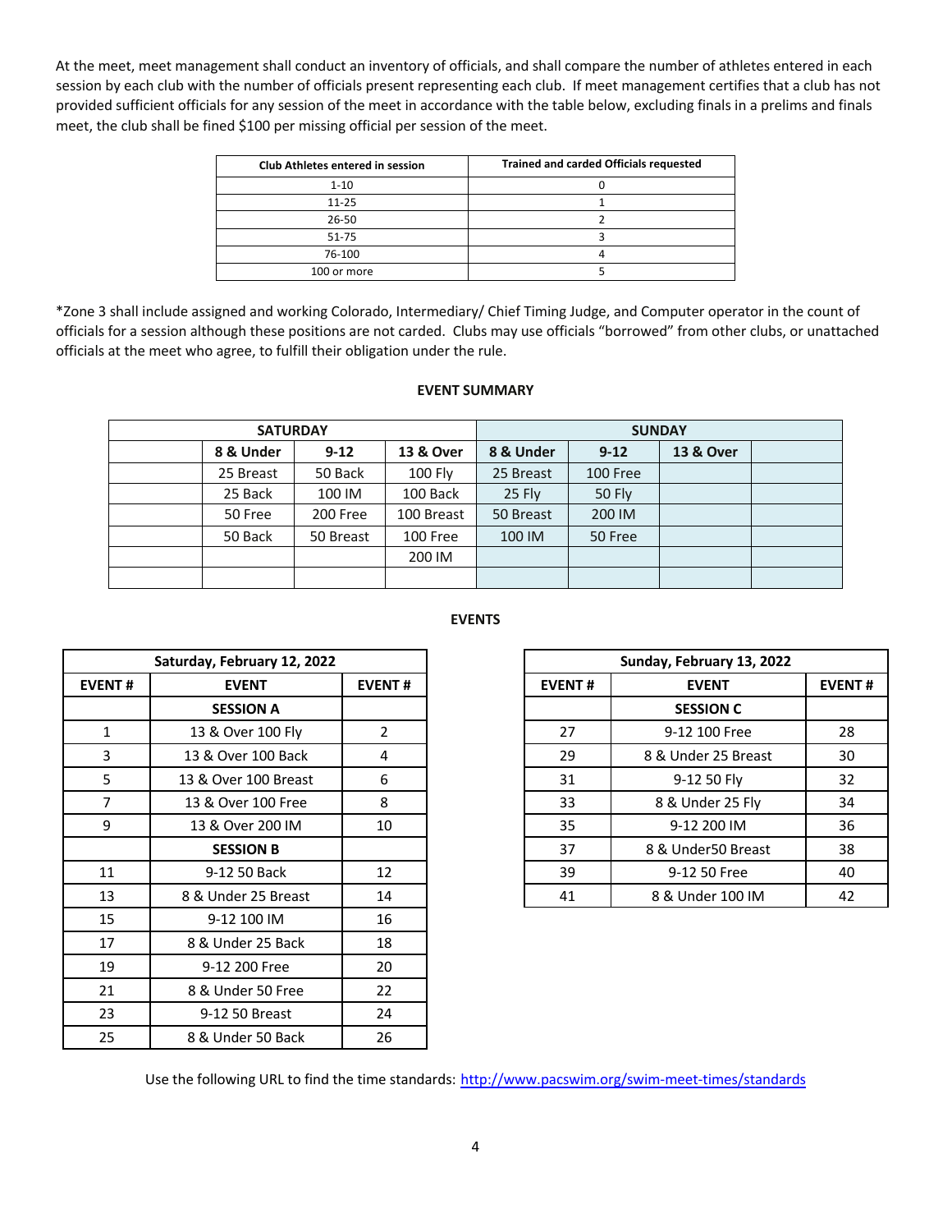At the meet, meet management shall conduct an inventory of officials, and shall compare the number of athletes entered in each session by each club with the number of officials present representing each club. If meet management certifies that a club has not provided sufficient officials for any session of the meet in accordance with the table below, excluding finals in a prelims and finals meet, the club shall be fined $100 per missing official per session of the meet.

| Club Athletes entered in session | Trained and carded Officials requested |
|---|---|
| 1-10 | 0 |
| 11-25 | 1 |
| 26-50 | 2 |
| 51-75 | 3 |
| 76-100 | 4 |
| 100 or more | 5 |

*Zone 3 shall include assigned and working Colorado, Intermediary/ Chief Timing Judge, and Computer operator in the count of officials for a session although these positions are not carded. Clubs may use officials "borrowed" from other clubs, or unattached officials at the meet who agree, to fulfill their obligation under the rule.

## EVENT SUMMARY

| SATURDAY | | | | SUNDAY | | | |
|---|---|---|---|---|---|---|---|
| | 8 & Under | 9-12 | 13 & Over | 8 & Under | 9-12 | 13 & Over | |
| | 25 Breast | 50 Back | 100 Fly | 25 Breast | 100 Free | | |
| | 25 Back | 100 IM | 100 Back | 25 Fly | 50 Fly | | |
| | 50 Free | 200 Free | 100 Breast | 50 Breast | 200 IM | | |
| | 50 Back | 50 Breast | 100 Free | 100 IM | 50 Free | | |
| | | | 200 IM | | | | |
| | | | | | | | |

## EVENTS

| Saturday, February 12, 2022 | | |
|---|---|---|
| **EVENT #** | **EVENT** | **EVENT #** |
| | **SESSION A** | |
| 1 | 13 & Over 100 Fly | 2 |
| 3 | 13 & Over 100 Back | 4 |
| 5 | 13 & Over 100 Breast | 6 |
| 7 | 13 & Over 100 Free | 8 |
| 9 | 13 & Over 200 IM | 10 |
| | **SESSION B** | |
| 11 | 9-12 50 Back | 12 |
| 13 | 8 & Under 25 Breast | 14 |
| 15 | 9-12 100 IM | 16 |
| 17 | 8 & Under 25 Back | 18 |
| 19 | 9-12 200 Free | 20 |
| 21 | 8 & Under 50 Free | 22 |
| 23 | 9-12 50 Breast | 24 |
| 25 | 8 & Under 50 Back | 26 |

| Sunday, February 13, 2022 | | |
|---|---|---|
| **EVENT #** | **EVENT** | **EVENT #** |
| | **SESSION C** | |
| 27 | 9-12 100 Free | 28 |
| 29 | 8 & Under 25 Breast | 30 |
| 31 | 9-12 50 Fly | 32 |
| 33 | 8 & Under 25 Fly | 34 |
| 35 | 9-12 200 IM | 36 |
| 37 | 8 & Under50 Breast | 38 |
| 39 | 9-12 50 Free | 40 |
| 41 | 8 & Under 100 IM | 42 |

Use the following URL to find the time standards: http://www.pacswim.org/swim-meet-times/standards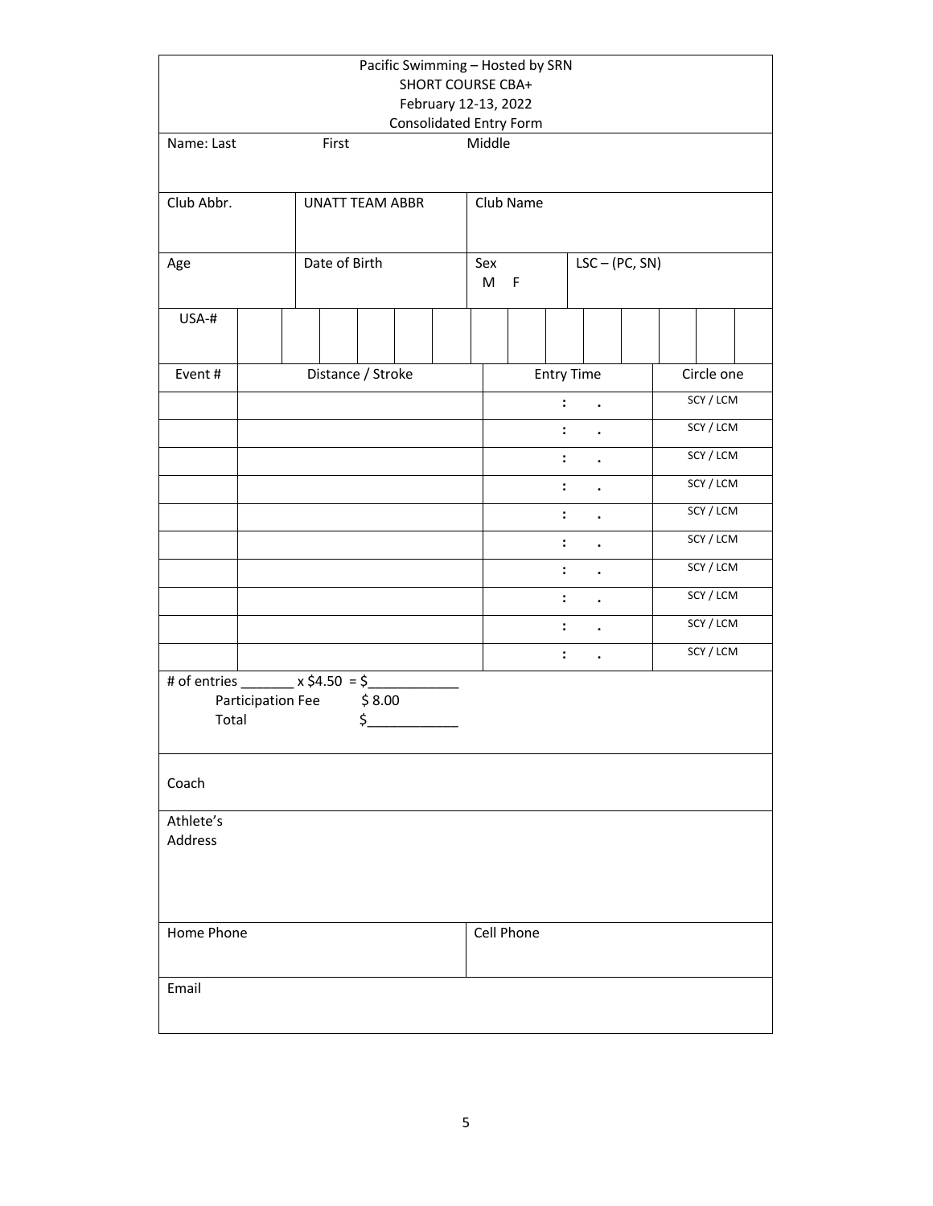Pacific Swimming – Hosted by SRN
SHORT COURSE CBA+
February 12-13, 2022
Consolidated Entry Form

| | | | |
|---|---|---|---|
| Name: Last | First | Middle | |
| Club Abbr. | UNATT TEAM ABBR | Club Name | |
| Age | Date of Birth | Sex<br>M F | LSC – (PC, SN) |

| | | | | | | | | | | | | | | |
|---|---|---|---|---|---|---|---|---|---|---|---|---|---|---|
| USA-# | | | | | | | | | | | | | | |

| Event # | Distance / Stroke | Entry Time | Circle one |
|---|---|---|---|
| | | : . | SCY / LCM |
| | | : . | SCY / LCM |
| | | : . | SCY / LCM |
| | | : . | SCY / LCM |
| | | : . | SCY / LCM |
| | | : . | SCY / LCM |
| | | : . | SCY / LCM |
| | | : . | SCY / LCM |
| | | : . | SCY / LCM |
| | | : . | SCY / LCM |

# of entries _______ x $4.50 = $____________
Participation Fee $ 8.00
Total $____________

Coach

Athlete's Address

| | |
|---|---|
| Home Phone | Cell Phone |

Email